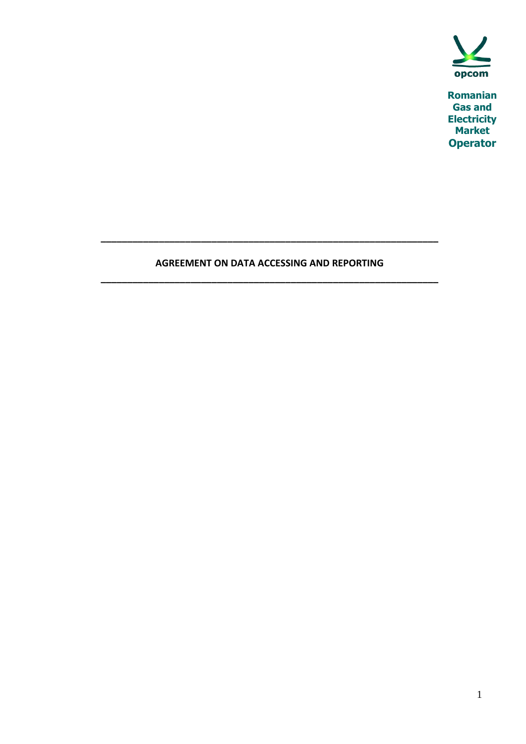opcom

Romanian Gas and Electricity Market Operator

---

# AGREEMENT ON DATA ACCESSING AND REPORTING

---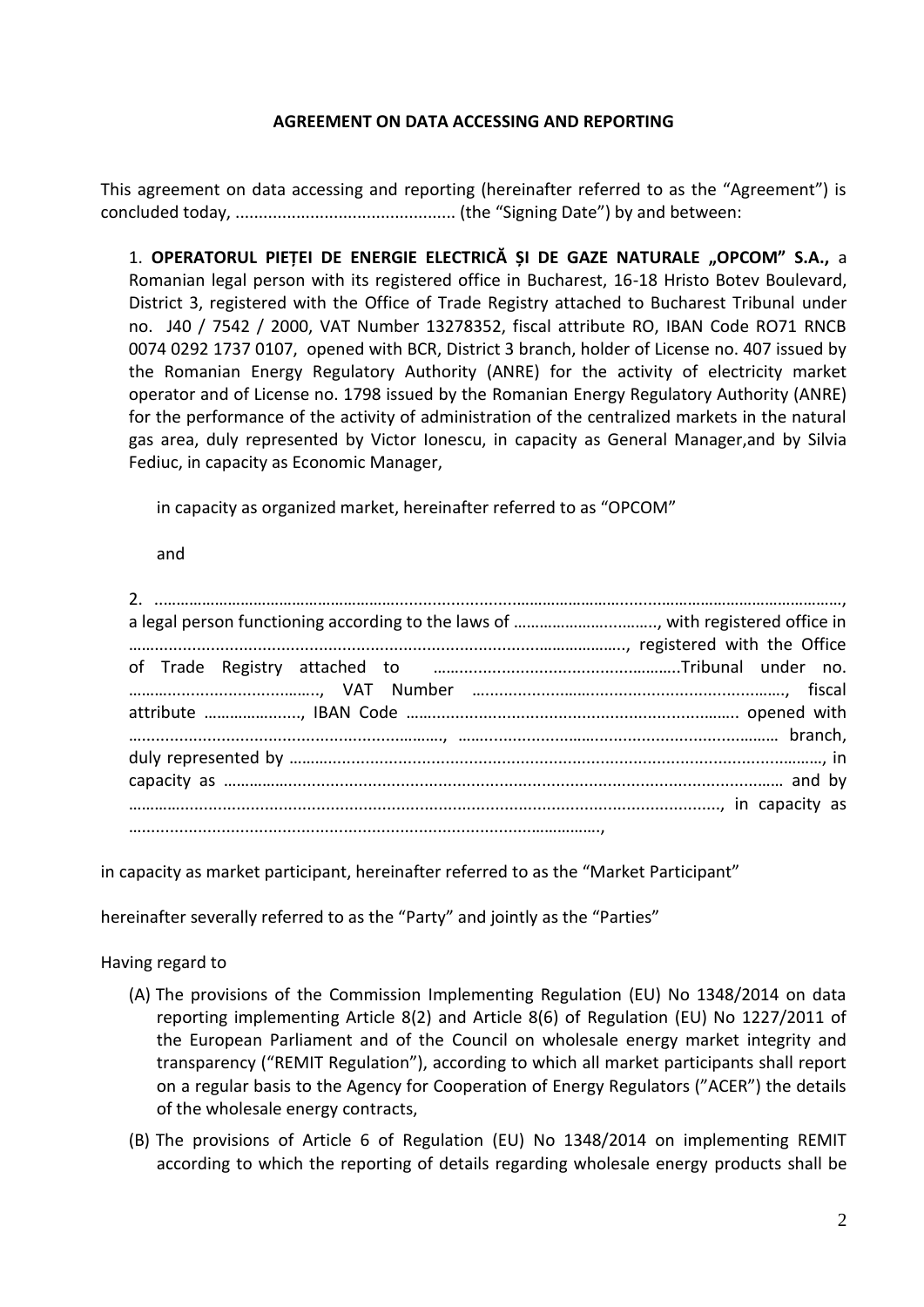**AGREEMENT ON DATA ACCESSING AND REPORTING**

This agreement on data accessing and reporting (hereinafter referred to as the "Agreement") is concluded today, ............................................... (the "Signing Date") by and between:

1. **OPERATORUL PIEȚEI DE ENERGIE ELECTRICĂ ȘI DE GAZE NATURALE „OPCOM" S.A.,** a Romanian legal person with its registered office in Bucharest, 16-18 Hristo Botev Boulevard, District 3, registered with the Office of Trade Registry attached to Bucharest Tribunal under no. J40 / 7542 / 2000, VAT Number 13278352, fiscal attribute RO, IBAN Code RO71 RNCB 0074 0292 1737 0107, opened with BCR, District 3 branch, holder of License no. 407 issued by the Romanian Energy Regulatory Authority (ANRE) for the activity of electricity market operator and of License no. 1798 issued by the Romanian Energy Regulatory Authority (ANRE) for the performance of the activity of administration of the centralized markets in the natural gas area, duly represented by Victor Ionescu, in capacity as General Manager,and by Silvia Fediuc, in capacity as Economic Manager,

in capacity as organized market, hereinafter referred to as "OPCOM"

and

2. ......................................................................................................................................................., a legal person functioning according to the laws of ................................., with registered office in ..........................................................................................................., registered with the Office of Trade Registry attached to ..................................................Tribunal under no. ..........................................., VAT Number ......................................................................., fiscal attribute ........................, IBAN Code ......................................................................... opened with ........................................................................, .......................................................................... branch, duly represented by ............................................................................................................................, in capacity as ............................................................................................................................ and by ......................................................................................................................., in capacity as .........................................................................................................,

in capacity as market participant, hereinafter referred to as the "Market Participant"

hereinafter severally referred to as the "Party" and jointly as the "Parties"

Having regard to

(A) The provisions of the Commission Implementing Regulation (EU) No 1348/2014 on data reporting implementing Article 8(2) and Article 8(6) of Regulation (EU) No 1227/2011 of the European Parliament and of the Council on wholesale energy market integrity and transparency ("REMIT Regulation"), according to which all market participants shall report on a regular basis to the Agency for Cooperation of Energy Regulators ("ACER") the details of the wholesale energy contracts,

(B) The provisions of Article 6 of Regulation (EU) No 1348/2014 on implementing REMIT according to which the reporting of details regarding wholesale energy products shall be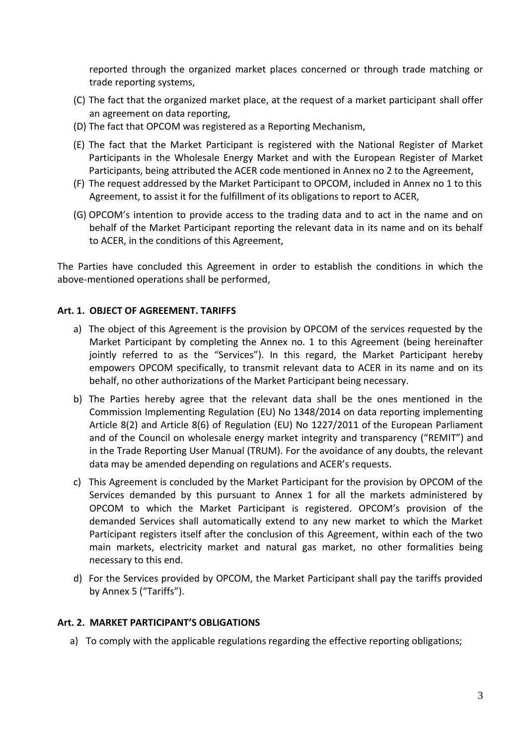reported through the organized market places concerned or through trade matching or trade reporting systems,

(C) The fact that the organized market place, at the request of a market participant shall offer an agreement on data reporting,

(D) The fact that OPCOM was registered as a Reporting Mechanism,

(E) The fact that the Market Participant is registered with the National Register of Market Participants in the Wholesale Energy Market and with the European Register of Market Participants, being attributed the ACER code mentioned in Annex no 2 to the Agreement,

(F) The request addressed by the Market Participant to OPCOM, included in Annex no 1 to this Agreement, to assist it for the fulfillment of its obligations to report to ACER,

(G) OPCOM's intention to provide access to the trading data and to act in the name and on behalf of the Market Participant reporting the relevant data in its name and on its behalf to ACER, in the conditions of this Agreement,

The Parties have concluded this Agreement in order to establish the conditions in which the above-mentioned operations shall be performed,

**Art. 1. OBJECT OF AGREEMENT. TARIFFS**

a) The object of this Agreement is the provision by OPCOM of the services requested by the Market Participant by completing the Annex no. 1 to this Agreement (being hereinafter jointly referred to as the "Services"). In this regard, the Market Participant hereby empowers OPCOM specifically, to transmit relevant data to ACER in its name and on its behalf, no other authorizations of the Market Participant being necessary.

b) The Parties hereby agree that the relevant data shall be the ones mentioned in the Commission Implementing Regulation (EU) No 1348/2014 on data reporting implementing Article 8(2) and Article 8(6) of Regulation (EU) No 1227/2011 of the European Parliament and of the Council on wholesale energy market integrity and transparency ("REMIT") and in the Trade Reporting User Manual (TRUM). For the avoidance of any doubts, the relevant data may be amended depending on regulations and ACER's requests.

c) This Agreement is concluded by the Market Participant for the provision by OPCOM of the Services demanded by this pursuant to Annex 1 for all the markets administered by OPCOM to which the Market Participant is registered. OPCOM's provision of the demanded Services shall automatically extend to any new market to which the Market Participant registers itself after the conclusion of this Agreement, within each of the two main markets, electricity market and natural gas market, no other formalities being necessary to this end.

d) For the Services provided by OPCOM, the Market Participant shall pay the tariffs provided by Annex 5 ("Tariffs").

**Art. 2. MARKET PARTICIPANT'S OBLIGATIONS**

a) To comply with the applicable regulations regarding the effective reporting obligations;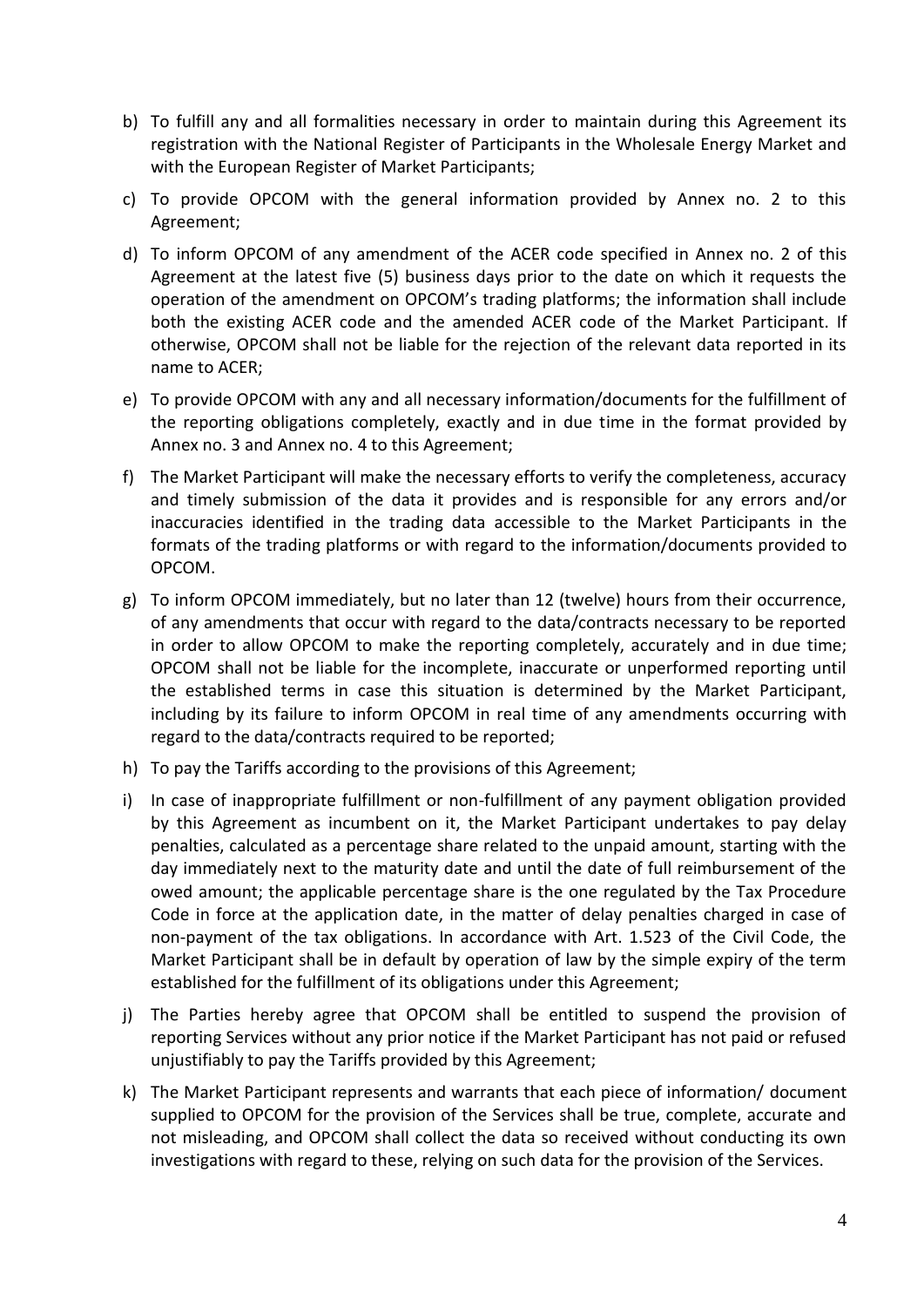b) To fulfill any and all formalities necessary in order to maintain during this Agreement its registration with the National Register of Participants in the Wholesale Energy Market and with the European Register of Market Participants;

c) To provide OPCOM with the general information provided by Annex no. 2 to this Agreement;

d) To inform OPCOM of any amendment of the ACER code specified in Annex no. 2 of this Agreement at the latest five (5) business days prior to the date on which it requests the operation of the amendment on OPCOM's trading platforms; the information shall include both the existing ACER code and the amended ACER code of the Market Participant. If otherwise, OPCOM shall not be liable for the rejection of the relevant data reported in its name to ACER;

e) To provide OPCOM with any and all necessary information/documents for the fulfillment of the reporting obligations completely, exactly and in due time in the format provided by Annex no. 3 and Annex no. 4 to this Agreement;

f) The Market Participant will make the necessary efforts to verify the completeness, accuracy and timely submission of the data it provides and is responsible for any errors and/or inaccuracies identified in the trading data accessible to the Market Participants in the formats of the trading platforms or with regard to the information/documents provided to OPCOM.

g) To inform OPCOM immediately, but no later than 12 (twelve) hours from their occurrence, of any amendments that occur with regard to the data/contracts necessary to be reported in order to allow OPCOM to make the reporting completely, accurately and in due time; OPCOM shall not be liable for the incomplete, inaccurate or unperformed reporting until the established terms in case this situation is determined by the Market Participant, including by its failure to inform OPCOM in real time of any amendments occurring with regard to the data/contracts required to be reported;

h) To pay the Tariffs according to the provisions of this Agreement;

i) In case of inappropriate fulfillment or non-fulfillment of any payment obligation provided by this Agreement as incumbent on it, the Market Participant undertakes to pay delay penalties, calculated as a percentage share related to the unpaid amount, starting with the day immediately next to the maturity date and until the date of full reimbursement of the owed amount; the applicable percentage share is the one regulated by the Tax Procedure Code in force at the application date, in the matter of delay penalties charged in case of non-payment of the tax obligations. In accordance with Art. 1.523 of the Civil Code, the Market Participant shall be in default by operation of law by the simple expiry of the term established for the fulfillment of its obligations under this Agreement;

j) The Parties hereby agree that OPCOM shall be entitled to suspend the provision of reporting Services without any prior notice if the Market Participant has not paid or refused unjustifiably to pay the Tariffs provided by this Agreement;

k) The Market Participant represents and warrants that each piece of information/ document supplied to OPCOM for the provision of the Services shall be true, complete, accurate and not misleading, and OPCOM shall collect the data so received without conducting its own investigations with regard to these, relying on such data for the provision of the Services.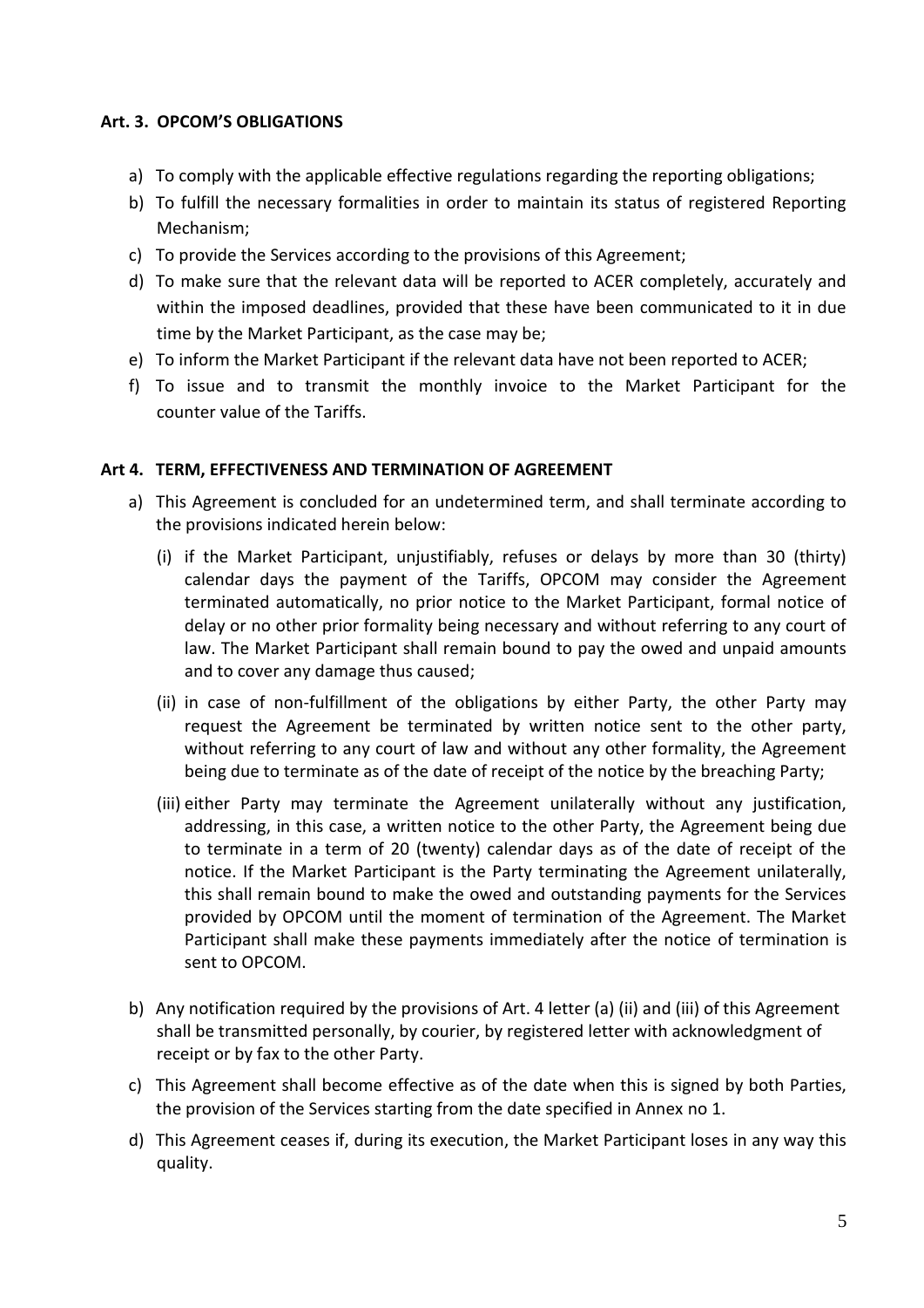### Art. 3. OPCOM'S OBLIGATIONS

a) To comply with the applicable effective regulations regarding the reporting obligations;
b) To fulfill the necessary formalities in order to maintain its status of registered Reporting Mechanism;
c) To provide the Services according to the provisions of this Agreement;
d) To make sure that the relevant data will be reported to ACER completely, accurately and within the imposed deadlines, provided that these have been communicated to it in due time by the Market Participant, as the case may be;
e) To inform the Market Participant if the relevant data have not been reported to ACER;
f) To issue and to transmit the monthly invoice to the Market Participant for the counter value of the Tariffs.

### Art 4. TERM, EFFECTIVENESS AND TERMINATION OF AGREEMENT

a) This Agreement is concluded for an undetermined term, and shall terminate according to the provisions indicated herein below:

   (i) if the Market Participant, unjustifiably, refuses or delays by more than 30 (thirty) calendar days the payment of the Tariffs, OPCOM may consider the Agreement terminated automatically, no prior notice to the Market Participant, formal notice of delay or no other prior formality being necessary and without referring to any court of law. The Market Participant shall remain bound to pay the owed and unpaid amounts and to cover any damage thus caused;

   (ii) in case of non-fulfillment of the obligations by either Party, the other Party may request the Agreement be terminated by written notice sent to the other party, without referring to any court of law and without any other formality, the Agreement being due to terminate as of the date of receipt of the notice by the breaching Party;

   (iii) either Party may terminate the Agreement unilaterally without any justification, addressing, in this case, a written notice to the other Party, the Agreement being due to terminate in a term of 20 (twenty) calendar days as of the date of receipt of the notice. If the Market Participant is the Party terminating the Agreement unilaterally, this shall remain bound to make the owed and outstanding payments for the Services provided by OPCOM until the moment of termination of the Agreement. The Market Participant shall make these payments immediately after the notice of termination is sent to OPCOM.

b) Any notification required by the provisions of Art. 4 letter (a) (ii) and (iii) of this Agreement shall be transmitted personally, by courier, by registered letter with acknowledgment of receipt or by fax to the other Party.

c) This Agreement shall become effective as of the date when this is signed by both Parties, the provision of the Services starting from the date specified in Annex no 1.

d) This Agreement ceases if, during its execution, the Market Participant loses in any way this quality.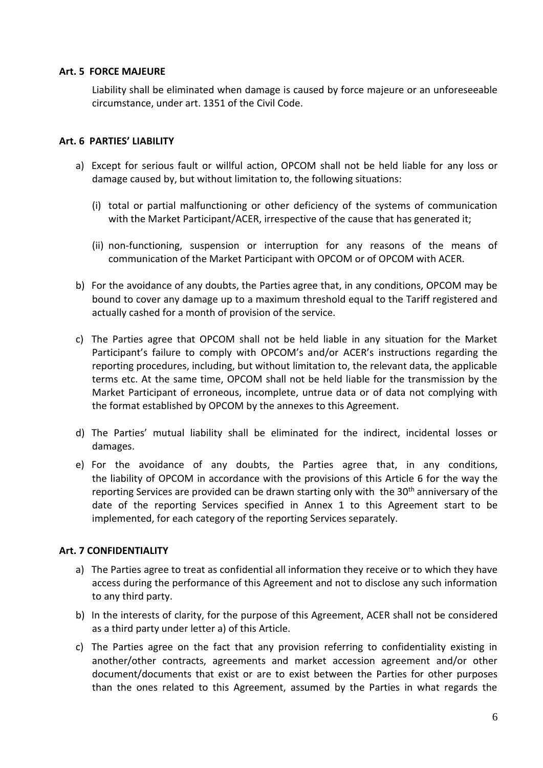**Art. 5 FORCE MAJEURE**

Liability shall be eliminated when damage is caused by force majeure or an unforeseeable circumstance, under art. 1351 of the Civil Code.

**Art. 6 PARTIES' LIABILITY**

a) Except for serious fault or willful action, OPCOM shall not be held liable for any loss or damage caused by, but without limitation to, the following situations:

   (i) total or partial malfunctioning or other deficiency of the systems of communication with the Market Participant/ACER, irrespective of the cause that has generated it;

   (ii) non-functioning, suspension or interruption for any reasons of the means of communication of the Market Participant with OPCOM or of OPCOM with ACER.

b) For the avoidance of any doubts, the Parties agree that, in any conditions, OPCOM may be bound to cover any damage up to a maximum threshold equal to the Tariff registered and actually cashed for a month of provision of the service.

c) The Parties agree that OPCOM shall not be held liable in any situation for the Market Participant's failure to comply with OPCOM's and/or ACER's instructions regarding the reporting procedures, including, but without limitation to, the relevant data, the applicable terms etc. At the same time, OPCOM shall not be held liable for the transmission by the Market Participant of erroneous, incomplete, untrue data or of data not complying with the format established by OPCOM by the annexes to this Agreement.

d) The Parties' mutual liability shall be eliminated for the indirect, incidental losses or damages.

e) For the avoidance of any doubts, the Parties agree that, in any conditions, the liability of OPCOM in accordance with the provisions of this Article 6 for the way the reporting Services are provided can be drawn starting only with the 30th anniversary of the date of the reporting Services specified in Annex 1 to this Agreement start to be implemented, for each category of the reporting Services separately.

**Art. 7 CONFIDENTIALITY**

a) The Parties agree to treat as confidential all information they receive or to which they have access during the performance of this Agreement and not to disclose any such information to any third party.

b) In the interests of clarity, for the purpose of this Agreement, ACER shall not be considered as a third party under letter a) of this Article.

c) The Parties agree on the fact that any provision referring to confidentiality existing in another/other contracts, agreements and market accession agreement and/or other document/documents that exist or are to exist between the Parties for other purposes than the ones related to this Agreement, assumed by the Parties in what regards the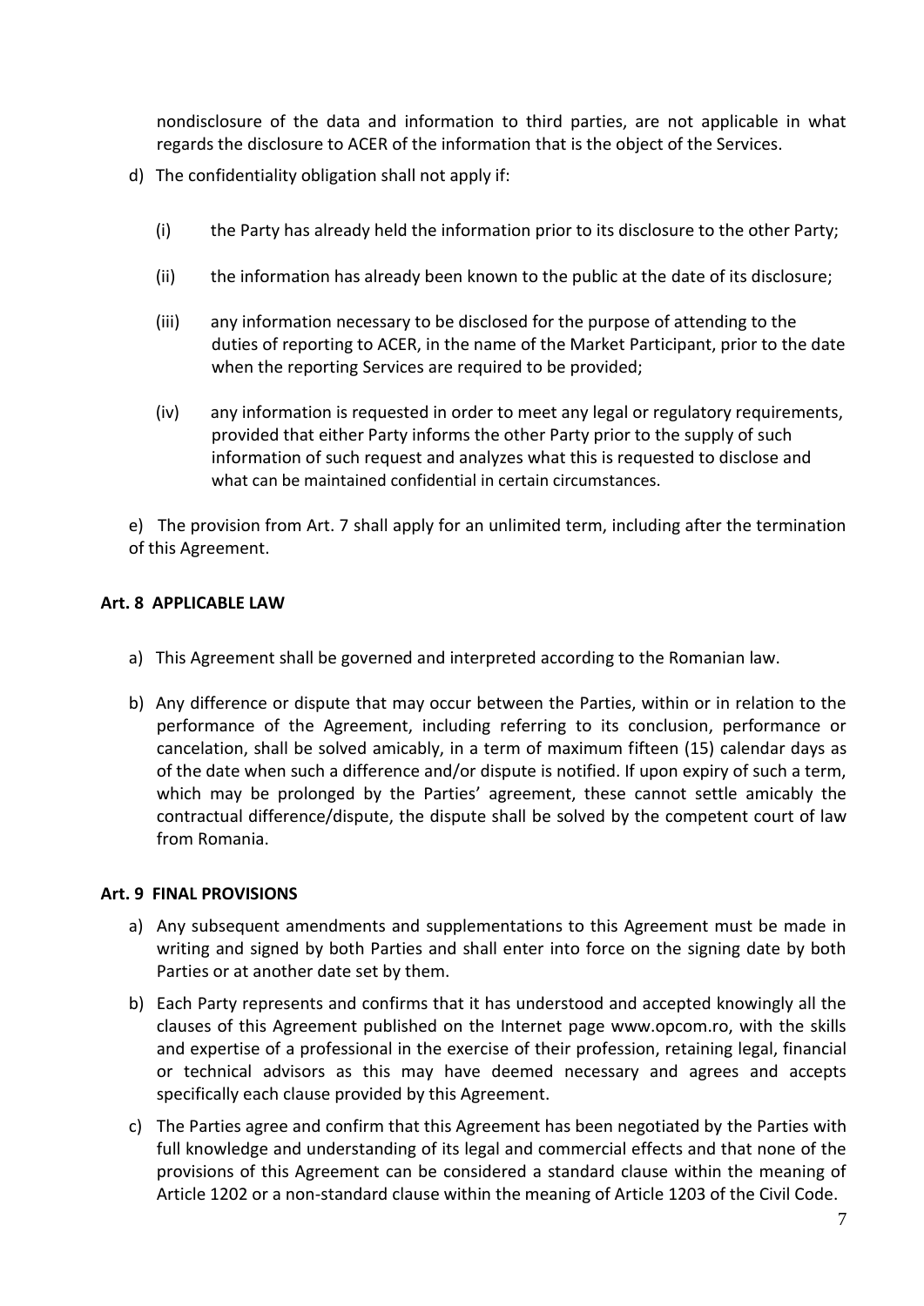nondisclosure of the data and information to third parties, are not applicable in what regards the disclosure to ACER of the information that is the object of the Services.

d) The confidentiality obligation shall not apply if:

   (i) the Party has already held the information prior to its disclosure to the other Party;

   (ii) the information has already been known to the public at the date of its disclosure;

   (iii) any information necessary to be disclosed for the purpose of attending to the duties of reporting to ACER, in the name of the Market Participant, prior to the date when the reporting Services are required to be provided;

   (iv) any information is requested in order to meet any legal or regulatory requirements, provided that either Party informs the other Party prior to the supply of such information of such request and analyzes what this is requested to disclose and what can be maintained confidential in certain circumstances.

e) The provision from Art. 7 shall apply for an unlimited term, including after the termination of this Agreement.

### Art. 8 APPLICABLE LAW

a) This Agreement shall be governed and interpreted according to the Romanian law.

b) Any difference or dispute that may occur between the Parties, within or in relation to the performance of the Agreement, including referring to its conclusion, performance or cancelation, shall be solved amicably, in a term of maximum fifteen (15) calendar days as of the date when such a difference and/or dispute is notified. If upon expiry of such a term, which may be prolonged by the Parties' agreement, these cannot settle amicably the contractual difference/dispute, the dispute shall be solved by the competent court of law from Romania.

### Art. 9 FINAL PROVISIONS

a) Any subsequent amendments and supplementations to this Agreement must be made in writing and signed by both Parties and shall enter into force on the signing date by both Parties or at another date set by them.

b) Each Party represents and confirms that it has understood and accepted knowingly all the clauses of this Agreement published on the Internet page www.opcom.ro, with the skills and expertise of a professional in the exercise of their profession, retaining legal, financial or technical advisors as this may have deemed necessary and agrees and accepts specifically each clause provided by this Agreement.

c) The Parties agree and confirm that this Agreement has been negotiated by the Parties with full knowledge and understanding of its legal and commercial effects and that none of the provisions of this Agreement can be considered a standard clause within the meaning of Article 1202 or a non-standard clause within the meaning of Article 1203 of the Civil Code.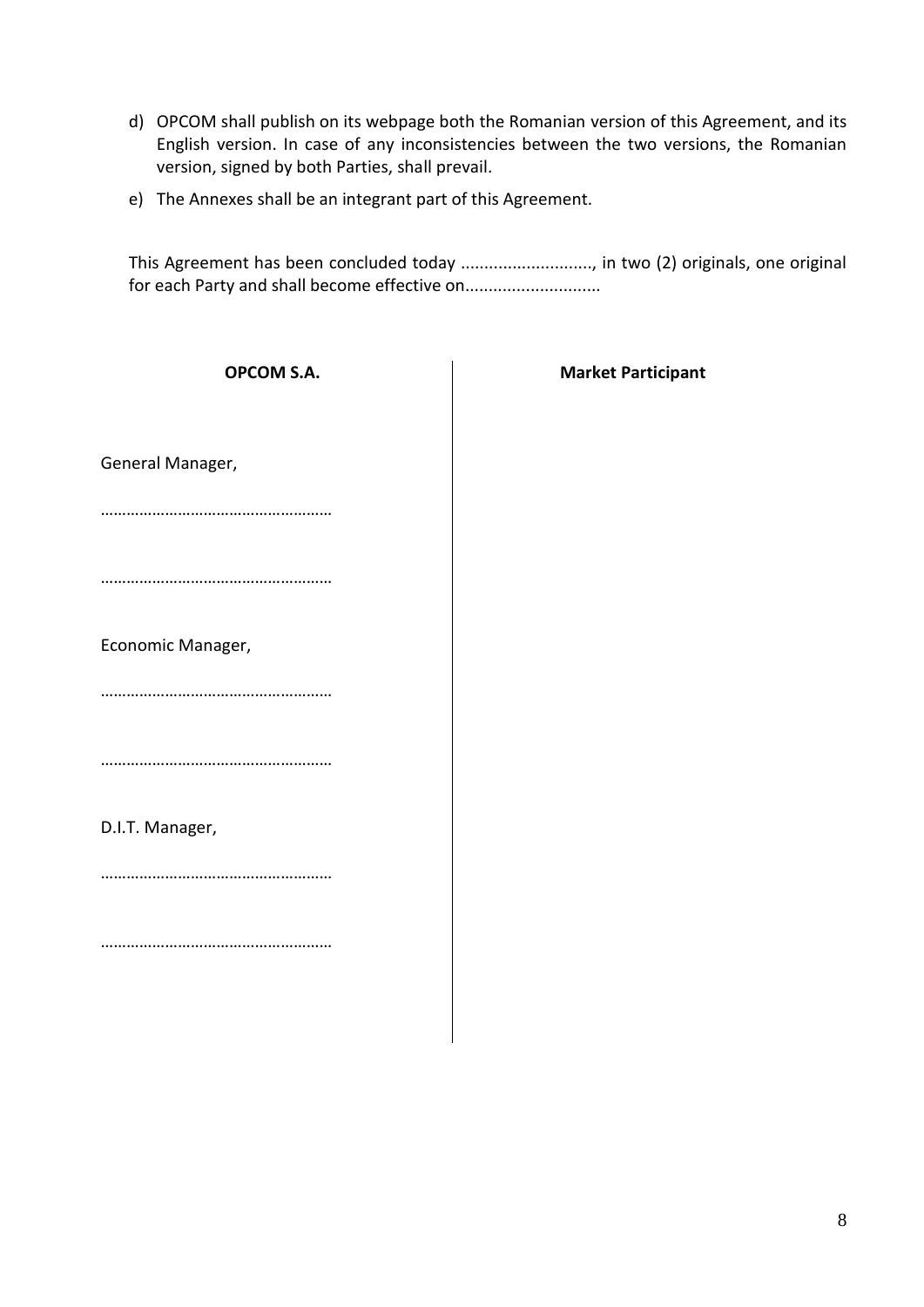d) OPCOM shall publish on its webpage both the Romanian version of this Agreement, and its English version. In case of any inconsistencies between the two versions, the Romanian version, signed by both Parties, shall prevail.

e) The Annexes shall be an integrant part of this Agreement.

This Agreement has been concluded today ............................, in two (2) originals, one original for each Party and shall become effective on.............................

| **OPCOM S.A.** | **Market Participant** |
|---|---|
| General Manager,<br><br>………………………………………………<br><br>………………………………………………<br><br>Economic Manager,<br><br>………………………………………………<br><br>………………………………………………<br><br>D.I.T. Manager,<br><br>………………………………………………<br><br>……………………………………………… | |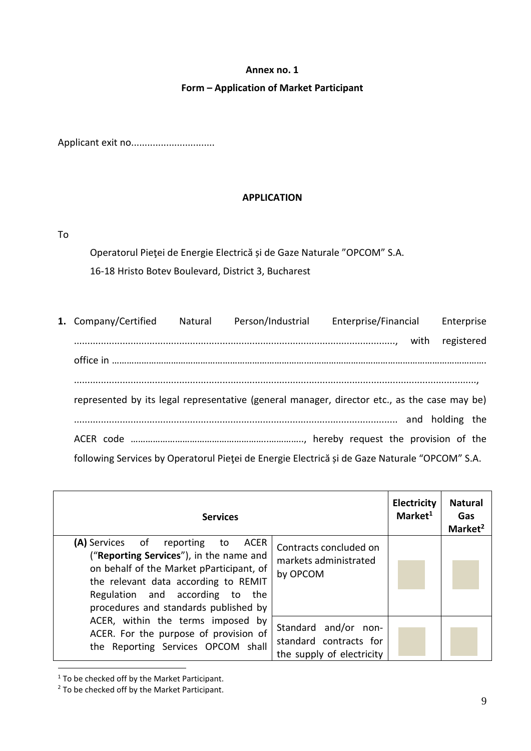**Annex no. 1**

**Form – Application of Market Participant**

Applicant exit no..............................

**APPLICATION**

To

Operatorul Pieţei de Energie Electrică și de Gaze Naturale ”OPCOM” S.A.
16-18 Hristo Botev Boulevard, District 3, Bucharest

**1.** Company/Certified Natural Person/Industrial Enterprise/Financial Enterprise ........................................................................................................., with registered office in …………………………………………………………………………………………………………………………………… ..................................................................................................................................., represented by its legal representative (general manager, director etc., as the case may be) ....................................................................................................... and holding the ACER code …………………………………………………………., hereby request the provision of the following Services by Operatorul Pieţei de Energie Electrică și de Gaze Naturale “OPCOM” S.A.

| Services | | Electricity Market[1] | Natural Gas Market[2] |
|---|---|---|---|
| **(A)** Services of reporting to ACER (“**Reporting Services**”), in the name and on behalf of the Market pParticipant, of the relevant data according to REMIT Regulation and according to the procedures and standards published by ACER, within the terms imposed by ACER. For the purpose of provision of the Reporting Services OPCOM shall | Contracts concluded on markets administrated by OPCOM | | |
| | Standard and/or non-standard contracts for the supply of electricity | | |

[1] To be checked off by the Market Participant.
[2] To be checked off by the Market Participant.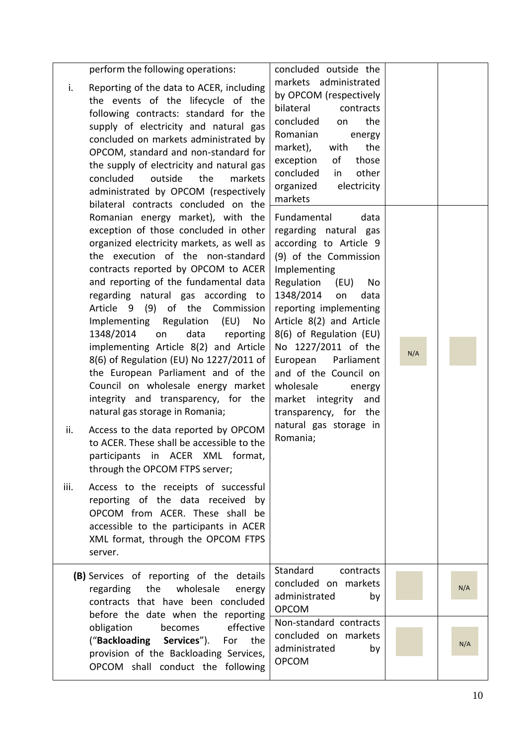| | | | |
|---|---|---|---|
| perform the following operations:<br><br>i. Reporting of the data to ACER, including the events of the lifecycle of the following contracts: standard for the supply of electricity and natural gas concluded on markets administrated by OPCOM, standard and non-standard for the supply of electricity and natural gas concluded outside the markets administrated by OPCOM (respectively bilateral contracts concluded on the Romanian energy market), with the exception of those concluded in other organized electricity markets, as well as the execution of the non-standard contracts reported by OPCOM to ACER and reporting of the fundamental data regarding natural gas according to Article 9 (9) of the Commission Implementing Regulation (EU) No 1348/2014 on data reporting implementing Article 8(2) and Article 8(6) of Regulation (EU) No 1227/2011 of the European Parliament and of the Council on wholesale energy market integrity and transparency, for the natural gas storage in Romania;<br><br>ii. Access to the data reported by OPCOM to ACER. These shall be accessible to the participants in ACER XML format, through the OPCOM FTPS server;<br><br>iii. Access to the receipts of successful reporting of the data received by OPCOM from ACER. These shall be accessible to the participants in ACER XML format, through the OPCOM FTPS server. | concluded outside the markets administrated by OPCOM (respectively bilateral contracts concluded on the Romanian energy market), with the exception of those concluded in other organized electricity markets | | |
| | Fundamental data regarding natural gas according to Article 9 (9) of the Commission Implementing Regulation (EU) No 1348/2014 on data reporting implementing Article 8(2) and Article 8(6) of Regulation (EU) No 1227/2011 of the European Parliament and of the Council on wholesale energy market integrity and transparency, for the natural gas storage in Romania; | N/A | |
| **(B)** Services of reporting of the details regarding the wholesale energy contracts that have been concluded before the date when the reporting obligation becomes effective ("**Backloading Services**"). For the provision of the Backloading Services, OPCOM shall conduct the following | Standard contracts concluded on markets administrated by OPCOM | | N/A |
| | Non-standard contracts concluded on markets administrated by OPCOM | | N/A |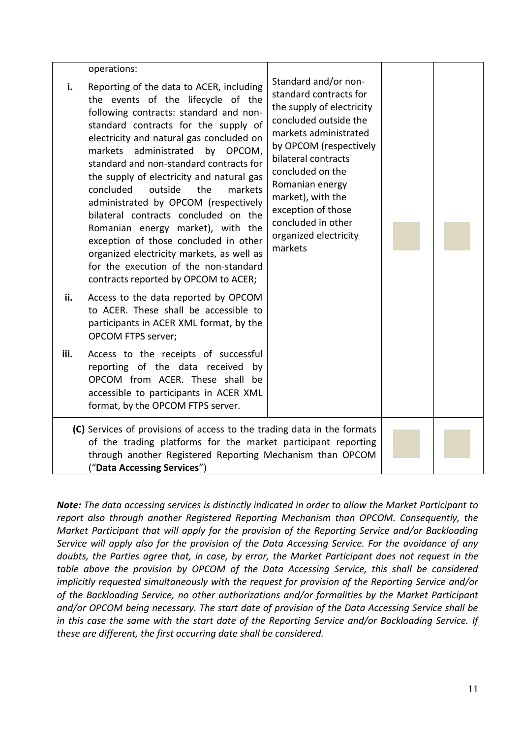| operations: | | | |
|---|---|---|---|
| i. Reporting of the data to ACER, including the events of the lifecycle of the following contracts: standard and non-standard contracts for the supply of electricity and natural gas concluded on markets administrated by OPCOM, standard and non-standard contracts for the supply of electricity and natural gas concluded outside the markets administrated by OPCOM (respectively bilateral contracts concluded on the Romanian energy market), with the exception of those concluded in other organized electricity markets, as well as for the execution of the non-standard contracts reported by OPCOM to ACER;<br>ii. Access to the data reported by OPCOM to ACER. These shall be accessible to participants in ACER XML format, by the OPCOM FTPS server;<br>iii. Access to the receipts of successful reporting of the data received by OPCOM from ACER. These shall be accessible to participants in ACER XML format, by the OPCOM FTPS server. | Standard and/or non-standard contracts for the supply of electricity concluded outside the markets administrated by OPCOM (respectively bilateral contracts concluded on the Romanian energy market), with the exception of those concluded in other organized electricity markets | | |
| **(C)** Services of provisions of access to the trading data in the formats of the trading platforms for the market participant reporting through another Registered Reporting Mechanism than OPCOM ("**Data Accessing Services**") | | | |

***Note:*** *The data accessing services is distinctly indicated in order to allow the Market Participant to report also through another Registered Reporting Mechanism than OPCOM. Consequently, the Market Participant that will apply for the provision of the Reporting Service and/or Backloading Service will apply also for the provision of the Data Accessing Service. For the avoidance of any doubts, the Parties agree that, in case, by error, the Market Participant does not request in the table above the provision by OPCOM of the Data Accessing Service, this shall be considered implicitly requested simultaneously with the request for provision of the Reporting Service and/or of the Backloading Service, no other authorizations and/or formalities by the Market Participant and/or OPCOM being necessary. The start date of provision of the Data Accessing Service shall be in this case the same with the start date of the Reporting Service and/or Backloading Service. If these are different, the first occurring date shall be considered.*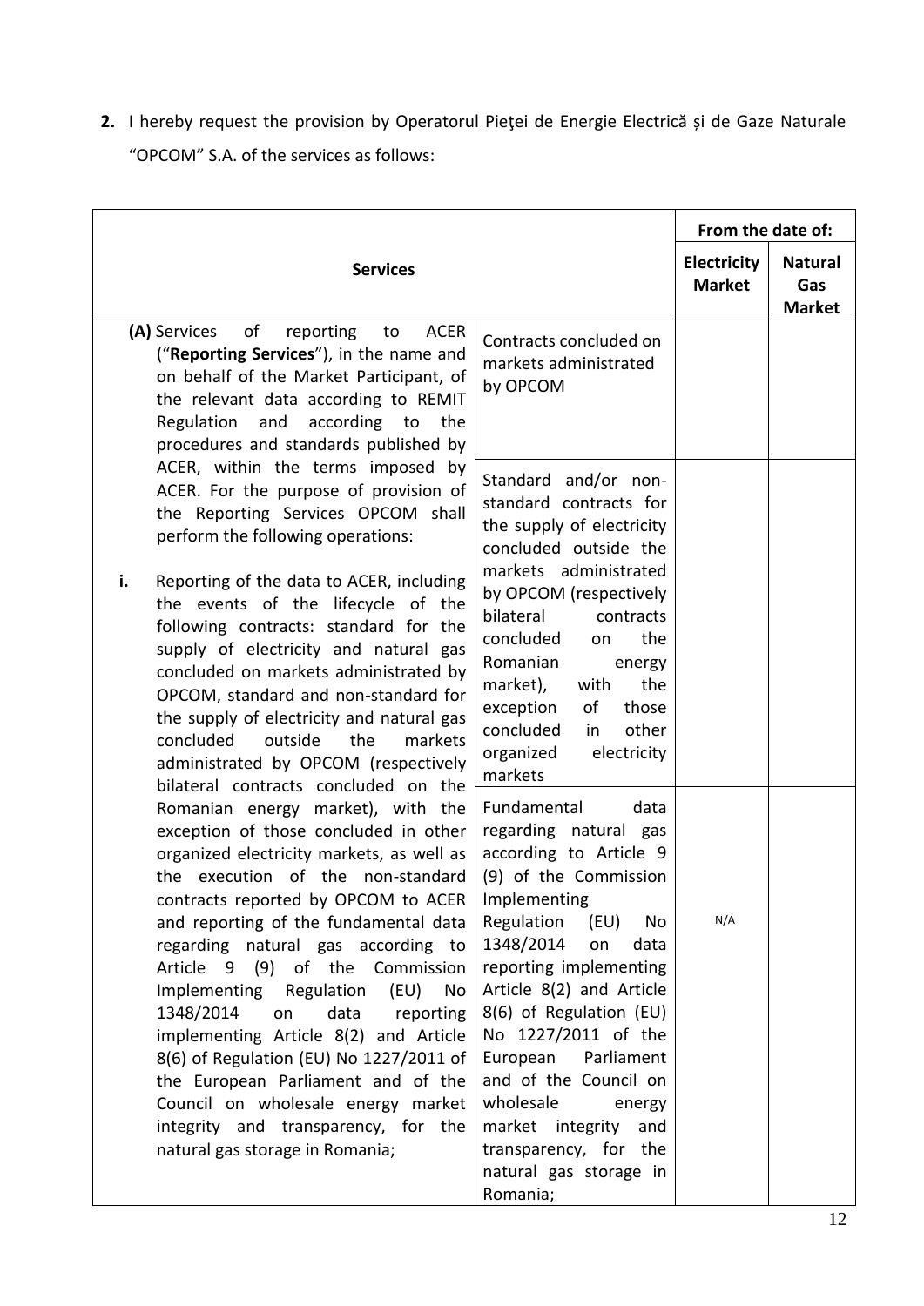**2.** I hereby request the provision by Operatorul Pieţei de Energie Electrică și de Gaze Naturale "OPCOM" S.A. of the services as follows:

| Services | | From the date of: | |
|---|---|---|---|
| | | **Electricity Market** | **Natural Gas Market** |
| **(A)** Services of reporting to ACER ("**Reporting Services**"), in the name and on behalf of the Market Participant, of the relevant data according to REMIT Regulation and according to the procedures and standards published by ACER, within the terms imposed by ACER. For the purpose of provision of the Reporting Services OPCOM shall perform the following operations:<br><br>**i.** Reporting of the data to ACER, including the events of the lifecycle of the following contracts: standard for the supply of electricity and natural gas concluded on markets administrated by OPCOM, standard and non-standard for the supply of electricity and natural gas concluded outside the markets administrated by OPCOM (respectively bilateral contracts concluded on the Romanian energy market), with the exception of those concluded in other organized electricity markets, as well as the execution of the non-standard contracts reported by OPCOM to ACER and reporting of the fundamental data regarding natural gas according to Article 9 (9) of the Commission Implementing Regulation (EU) No 1348/2014 on data reporting implementing Article 8(2) and Article 8(6) of Regulation (EU) No 1227/2011 of the European Parliament and of the Council on wholesale energy market integrity and transparency, for the natural gas storage in Romania; | Contracts concluded on markets administrated by OPCOM | | |
| | Standard and/or non-standard contracts for the supply of electricity concluded outside the markets administrated by OPCOM (respectively bilateral contracts concluded on the Romanian energy market), with the exception of those concluded in other organized electricity markets | | |
| | Fundamental data regarding natural gas according to Article 9 (9) of the Commission Implementing Regulation (EU) No 1348/2014 on data reporting implementing Article 8(2) and Article 8(6) of Regulation (EU) No 1227/2011 of the European Parliament and of the Council on wholesale energy market integrity and transparency, for the natural gas storage in Romania; | N/A | |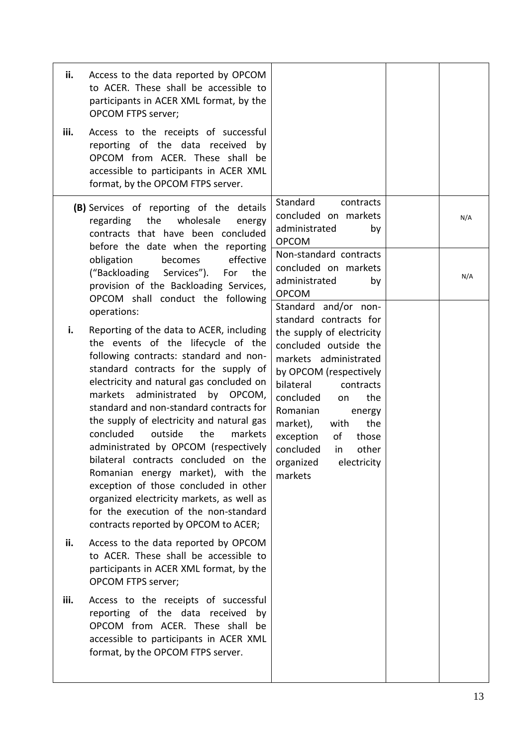| | | | |
|---|---|---|---|
| ii. Access to the data reported by OPCOM to ACER. These shall be accessible to participants in ACER XML format, by the OPCOM FTPS server;<br><br>iii. Access to the receipts of successful reporting of the data received by OPCOM from ACER. These shall be accessible to participants in ACER XML format, by the OPCOM FTPS server. | | | |
| **(B)** Services of reporting of the details regarding the wholesale energy contracts that have been concluded before the date when the reporting obligation becomes effective ("Backloading Services"). For the provision of the Backloading Services, OPCOM shall conduct the following operations:<br><br>i. Reporting of the data to ACER, including the events of the lifecycle of the following contracts: standard and non-standard contracts for the supply of electricity and natural gas concluded on markets administrated by OPCOM, standard and non-standard contracts for the supply of electricity and natural gas concluded outside the markets administrated by OPCOM (respectively bilateral contracts concluded on the Romanian energy market), with the exception of those concluded in other organized electricity markets, as well as for the execution of the non-standard contracts reported by OPCOM to ACER;<br><br>ii. Access to the data reported by OPCOM to ACER. These shall be accessible to participants in ACER XML format, by the OPCOM FTPS server;<br><br>iii. Access to the receipts of successful reporting of the data received by OPCOM from ACER. These shall be accessible to participants in ACER XML format, by the OPCOM FTPS server. | Standard contracts concluded on markets administrated by OPCOM | | N/A |
| | Non-standard contracts concluded on markets administrated by OPCOM | | N/A |
| | Standard and/or non-standard contracts for the supply of electricity concluded outside the markets administrated by OPCOM (respectively bilateral contracts concluded on the Romanian energy market), with the exception of those concluded in other organized electricity markets | | |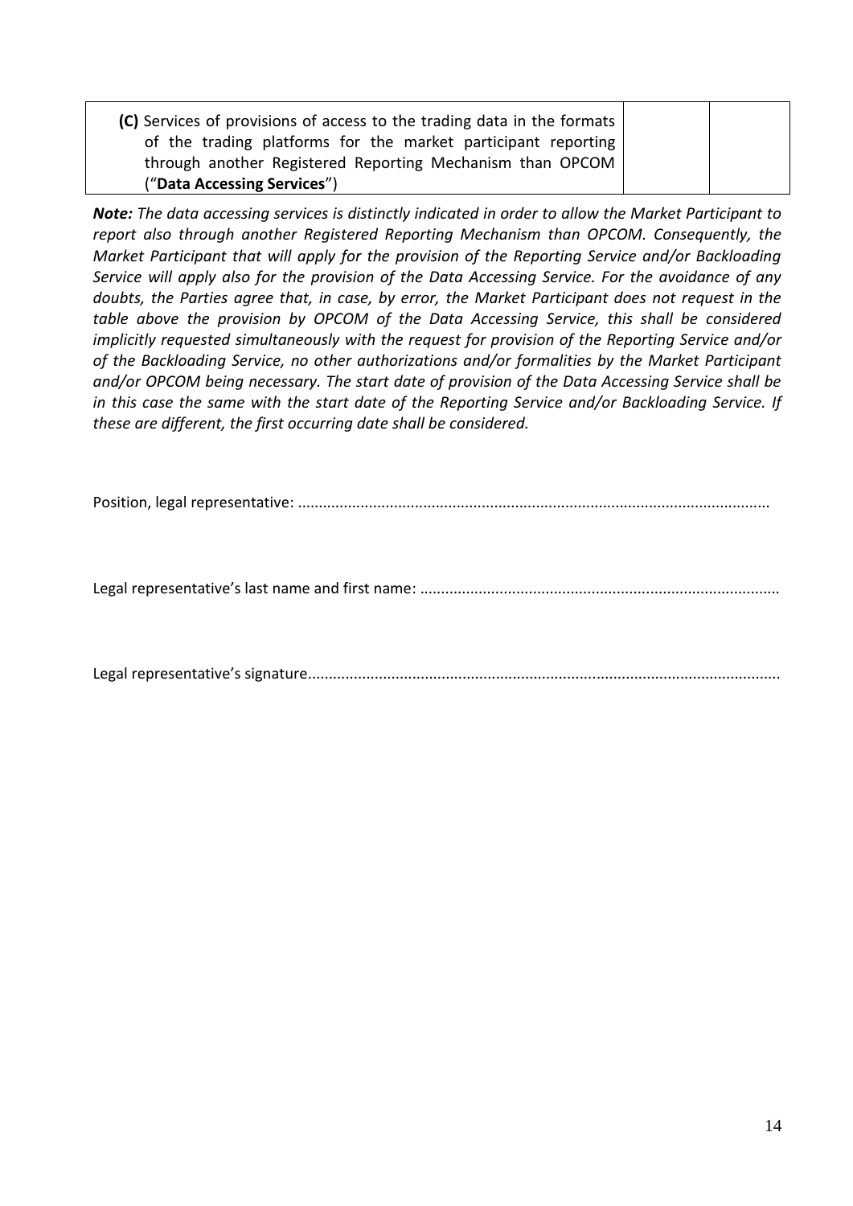| **(C)** Services of provisions of access to the trading data in the formats of the trading platforms for the market participant reporting through another Registered Reporting Mechanism than OPCOM ("**Data Accessing Services**") | | |
|---|---|---|

***Note:*** *The data accessing services is distinctly indicated in order to allow the Market Participant to report also through another Registered Reporting Mechanism than OPCOM. Consequently, the Market Participant that will apply for the provision of the Reporting Service and/or Backloading Service will apply also for the provision of the Data Accessing Service. For the avoidance of any doubts, the Parties agree that, in case, by error, the Market Participant does not request in the table above the provision by OPCOM of the Data Accessing Service, this shall be considered implicitly requested simultaneously with the request for provision of the Reporting Service and/or of the Backloading Service, no other authorizations and/or formalities by the Market Participant and/or OPCOM being necessary. The start date of provision of the Data Accessing Service shall be in this case the same with the start date of the Reporting Service and/or Backloading Service. If these are different, the first occurring date shall be considered.*

Position, legal representative: ..................................................................................................................

Legal representative's last name and first name: .....................................................................................

Legal representative's signature.................................................................................................................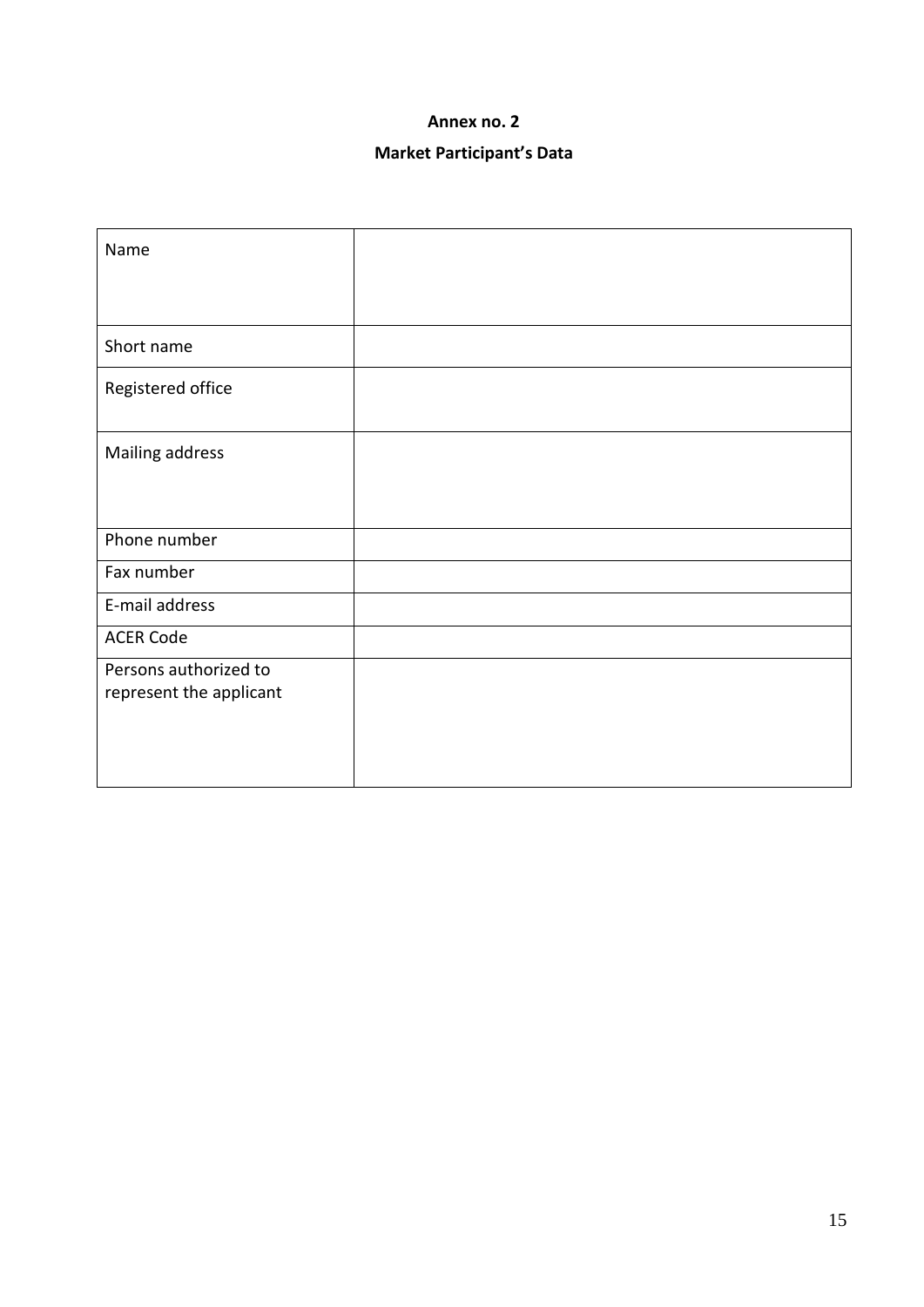**Annex no. 2**

**Market Participant's Data**

| | |
|---|---|
| Name | |
| Short name | |
| Registered office | |
| Mailing address | |
| Phone number | |
| Fax number | |
| E-mail address | |
| ACER Code | |
| Persons authorized to represent the applicant | |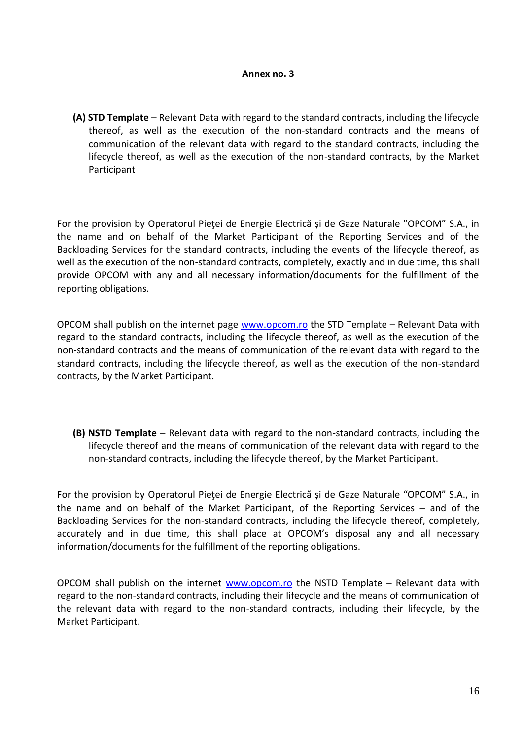**Annex no. 3**

**(A) STD Template** – Relevant Data with regard to the standard contracts, including the lifecycle thereof, as well as the execution of the non-standard contracts and the means of communication of the relevant data with regard to the standard contracts, including the lifecycle thereof, as well as the execution of the non-standard contracts, by the Market Participant

For the provision by Operatorul Pieţei de Energie Electrică și de Gaze Naturale ”OPCOM” S.A., in the name and on behalf of the Market Participant of the Reporting Services and of the Backloading Services for the standard contracts, including the events of the lifecycle thereof, as well as the execution of the non-standard contracts, completely, exactly and in due time, this shall provide OPCOM with any and all necessary information/documents for the fulfillment of the reporting obligations.

OPCOM shall publish on the internet page www.opcom.ro the STD Template – Relevant Data with regard to the standard contracts, including the lifecycle thereof, as well as the execution of the non-standard contracts and the means of communication of the relevant data with regard to the standard contracts, including the lifecycle thereof, as well as the execution of the non-standard contracts, by the Market Participant.

**(B) NSTD Template** – Relevant data with regard to the non-standard contracts, including the lifecycle thereof and the means of communication of the relevant data with regard to the non-standard contracts, including the lifecycle thereof, by the Market Participant.

For the provision by Operatorul Pieţei de Energie Electrică și de Gaze Naturale “OPCOM” S.A., in the name and on behalf of the Market Participant, of the Reporting Services – and of the Backloading Services for the non-standard contracts, including the lifecycle thereof, completely, accurately and in due time, this shall place at OPCOM’s disposal any and all necessary information/documents for the fulfillment of the reporting obligations.

OPCOM shall publish on the internet www.opcom.ro the NSTD Template – Relevant data with regard to the non-standard contracts, including their lifecycle and the means of communication of the relevant data with regard to the non-standard contracts, including their lifecycle, by the Market Participant.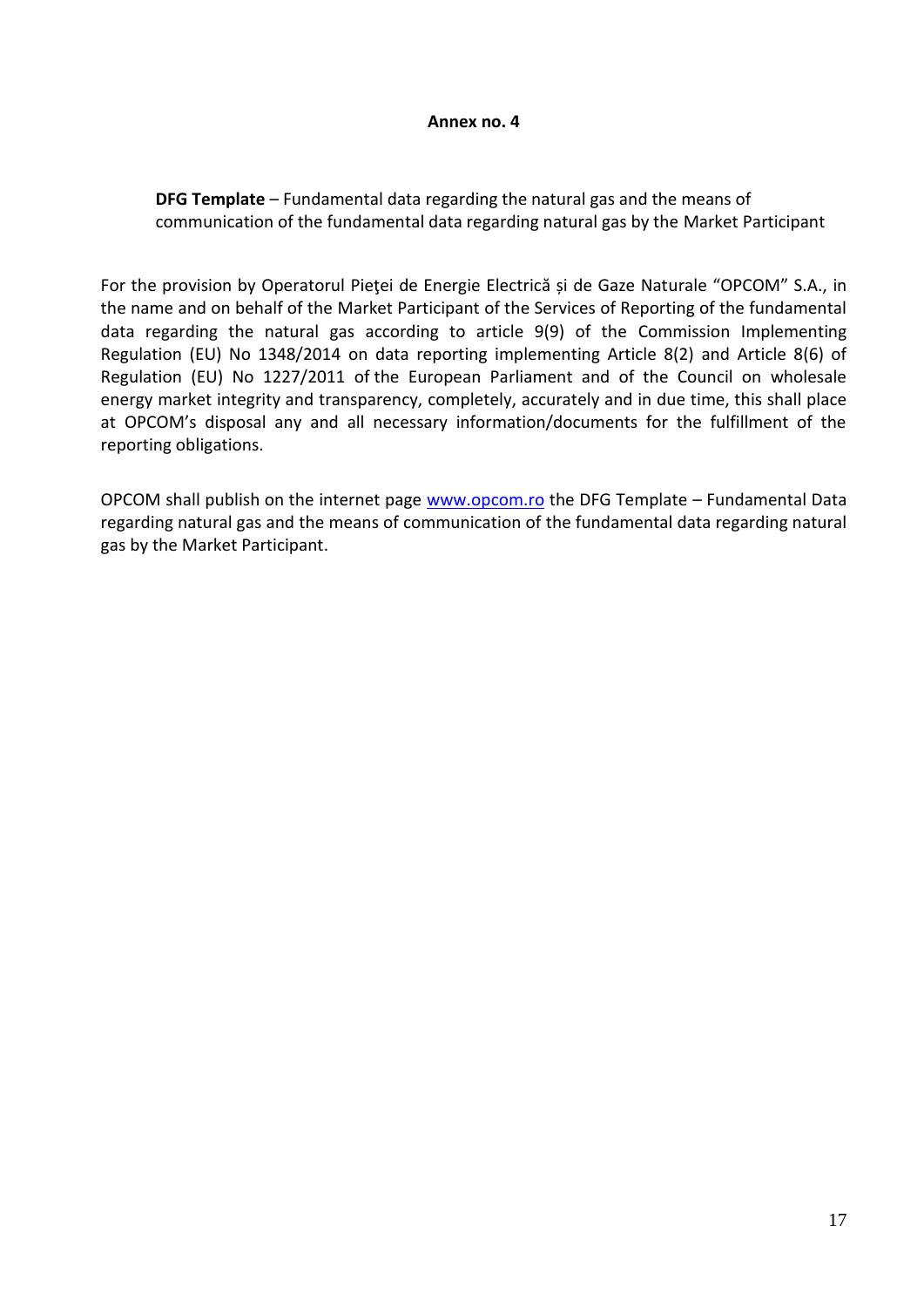**Annex no. 4**

**DFG Template** – Fundamental data regarding the natural gas and the means of communication of the fundamental data regarding natural gas by the Market Participant

For the provision by Operatorul Pieţei de Energie Electrică și de Gaze Naturale "OPCOM" S.A., in the name and on behalf of the Market Participant of the Services of Reporting of the fundamental data regarding the natural gas according to article 9(9) of the Commission Implementing Regulation (EU) No 1348/2014 on data reporting implementing Article 8(2) and Article 8(6) of Regulation (EU) No 1227/2011 of the European Parliament and of the Council on wholesale energy market integrity and transparency, completely, accurately and in due time, this shall place at OPCOM's disposal any and all necessary information/documents for the fulfillment of the reporting obligations.

OPCOM shall publish on the internet page [www.opcom.ro](http://www.opcom.ro) the DFG Template – Fundamental Data regarding natural gas and the means of communication of the fundamental data regarding natural gas by the Market Participant.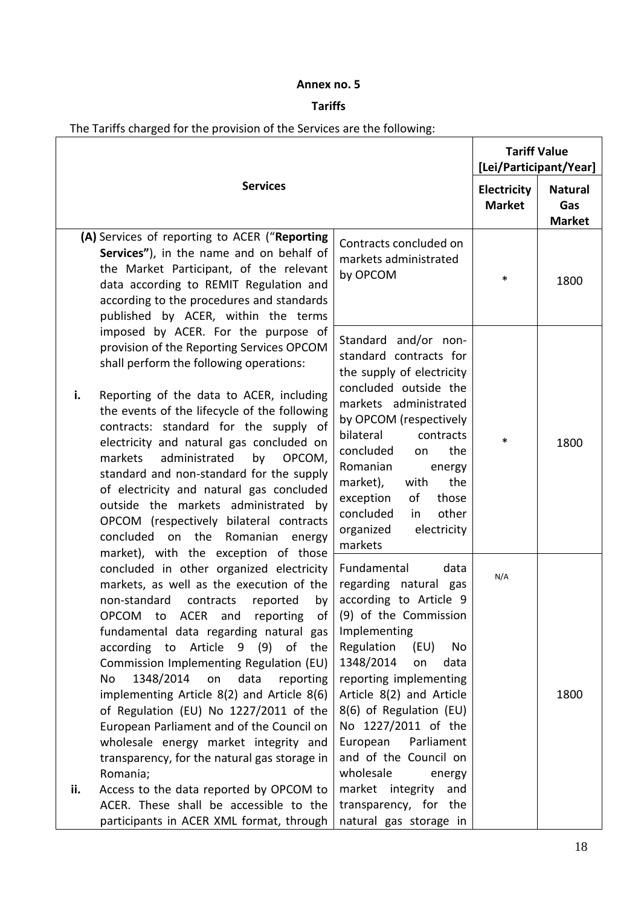**Annex no. 5**

**Tariffs**

The Tariffs charged for the provision of the Services are the following:

| Services | | Tariff Value [Lei/Participant/Year] | |
|---|---|---|---|
| | | **Electricity Market** | **Natural Gas Market** |
| **(A)** Services of reporting to ACER ("**Reporting Services"**), in the name and on behalf of the Market Participant, of the relevant data according to REMIT Regulation and according to the procedures and standards published by ACER, within the terms imposed by ACER. For the purpose of provision of the Reporting Services OPCOM shall perform the following operations:<br><br>**i.** Reporting of the data to ACER, including the events of the lifecycle of the following contracts: standard for the supply of electricity and natural gas concluded on markets administrated by OPCOM, standard and non-standard for the supply of electricity and natural gas concluded outside the markets administrated by OPCOM (respectively bilateral contracts concluded on the Romanian energy market), with the exception of those concluded in other organized electricity markets, as well as the execution of the non-standard contracts reported by OPCOM to ACER and reporting of fundamental data regarding natural gas according to Article 9 (9) of the Commission Implementing Regulation (EU) No 1348/2014 on data reporting implementing Article 8(2) and Article 8(6) of Regulation (EU) No 1227/2011 of the European Parliament and of the Council on wholesale energy market integrity and transparency, for the natural gas storage in Romania;<br>**ii.** Access to the data reported by OPCOM to ACER. These shall be accessible to the participants in ACER XML format, through | Contracts concluded on markets administrated by OPCOM | * | 1800 |
| | Standard and/or non-standard contracts for the supply of electricity concluded outside the markets administrated by OPCOM (respectively bilateral contracts concluded on the Romanian energy market), with the exception of those concluded in other organized electricity markets | * | 1800 |
| | Fundamental data regarding natural gas according to Article 9 (9) of the Commission Implementing Regulation (EU) No 1348/2014 on data reporting implementing Article 8(2) and Article 8(6) of Regulation (EU) No 1227/2011 of the European Parliament and of the Council on wholesale energy market integrity and transparency, for the natural gas storage in | N/A | 1800 |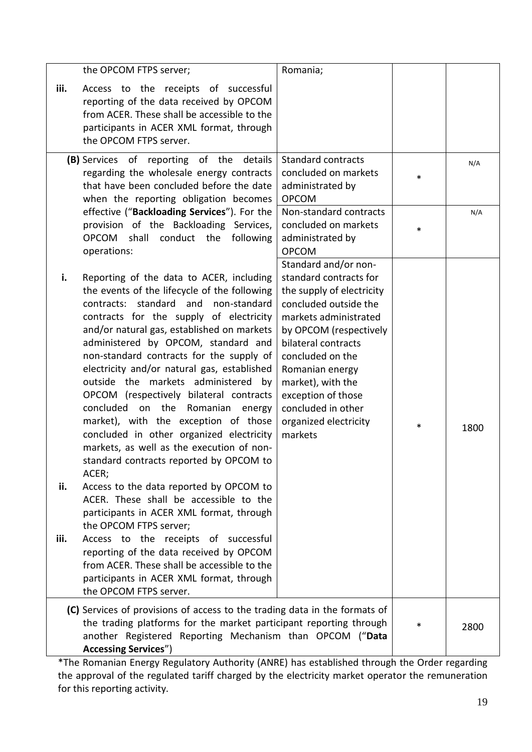| | | | |
|---|---|---|---|
| the OPCOM FTPS server;<br>**iii.** Access to the receipts of successful reporting of the data received by OPCOM from ACER. These shall be accessible to the participants in ACER XML format, through the OPCOM FTPS server. | Romania; | | |
| **(B)** Services of reporting of the details regarding the wholesale energy contracts that have been concluded before the date when the reporting obligation becomes effective ("**Backloading Services**"). For the provision of the Backloading Services, OPCOM shall conduct the following operations:<br>**i.** Reporting of the data to ACER, including the events of the lifecycle of the following contracts: standard and non-standard contracts for the supply of electricity and/or natural gas, established on markets administered by OPCOM, standard and non-standard contracts for the supply of electricity and/or natural gas, established outside the markets administered by OPCOM (respectively bilateral contracts concluded on the Romanian energy market), with the exception of those concluded in other organized electricity markets, as well as the execution of non-standard contracts reported by OPCOM to ACER;<br>**ii.** Access to the data reported by OPCOM to ACER. These shall be accessible to the participants in ACER XML format, through the OPCOM FTPS server;<br>**iii.** Access to the receipts of successful reporting of the data received by OPCOM from ACER. These shall be accessible to the participants in ACER XML format, through the OPCOM FTPS server. | Standard contracts concluded on markets administered by OPCOM | * | N/A |
| | Non-standard contracts concluded on markets administered by OPCOM | * | N/A |
| | Standard and/or non-standard contracts for the supply of electricity concluded outside the markets administrated by OPCOM (respectively bilateral contracts concluded on the Romanian energy market), with the exception of those concluded in other organized electricity markets | * | 1800 |
| **(C)** Services of provisions of access to the trading data in the formats of the trading platforms for the market participant reporting through another Registered Reporting Mechanism than OPCOM ("**Data Accessing Services**") | | * | 2800 |

*The Romanian Energy Regulatory Authority (ANRE) has established through the Order regarding the approval of the regulated tariff charged by the electricity market operator the remuneration for this reporting activity.